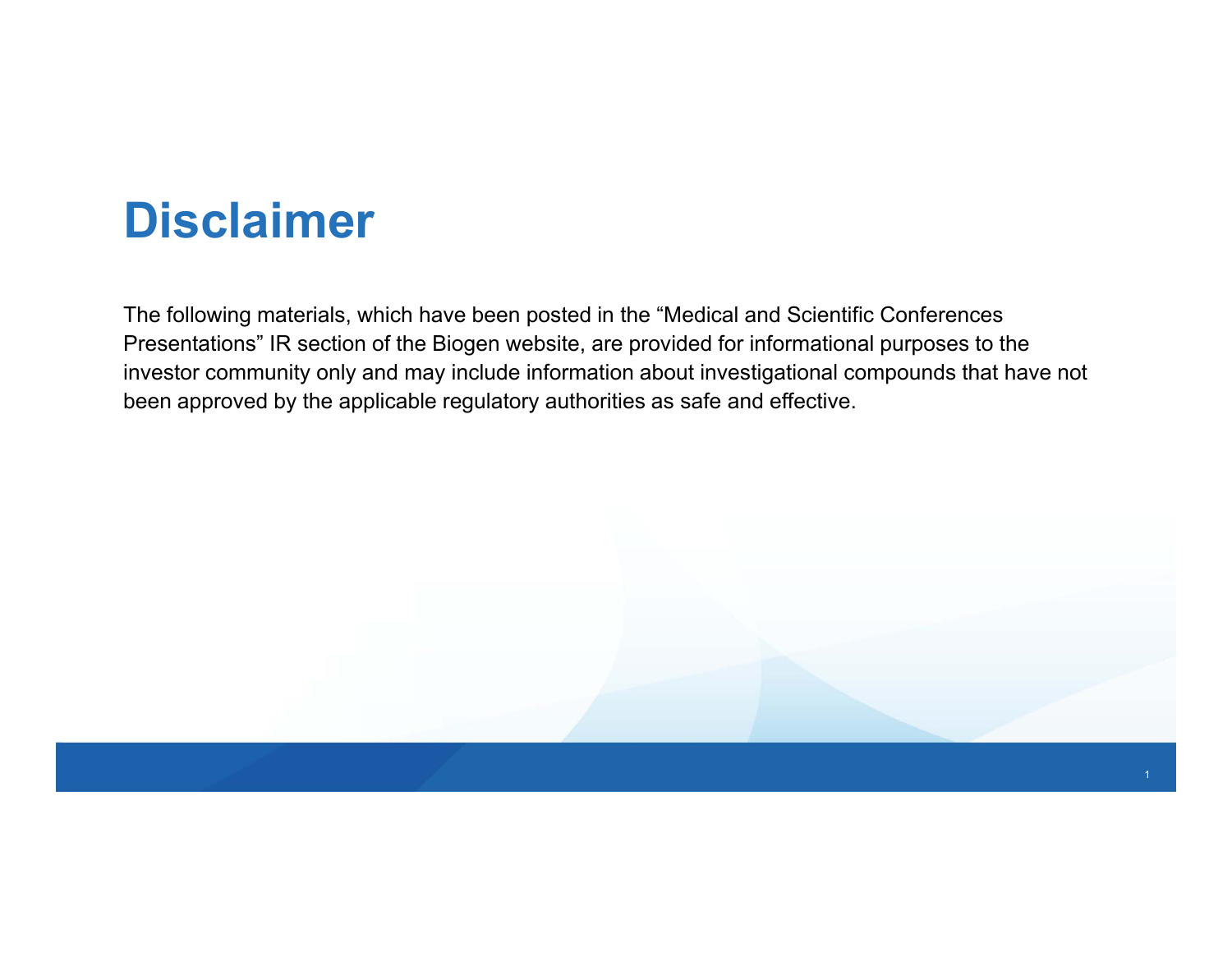# Disclaimer

The following materials, which have been posted in the "Medical and Scientific Conferences Presentations" IR section of the Biogen website, are provided for informational purposes to the investor community only and may include information about investigational compounds that have not been approved by the applicable regulatory authorities as safe and effective.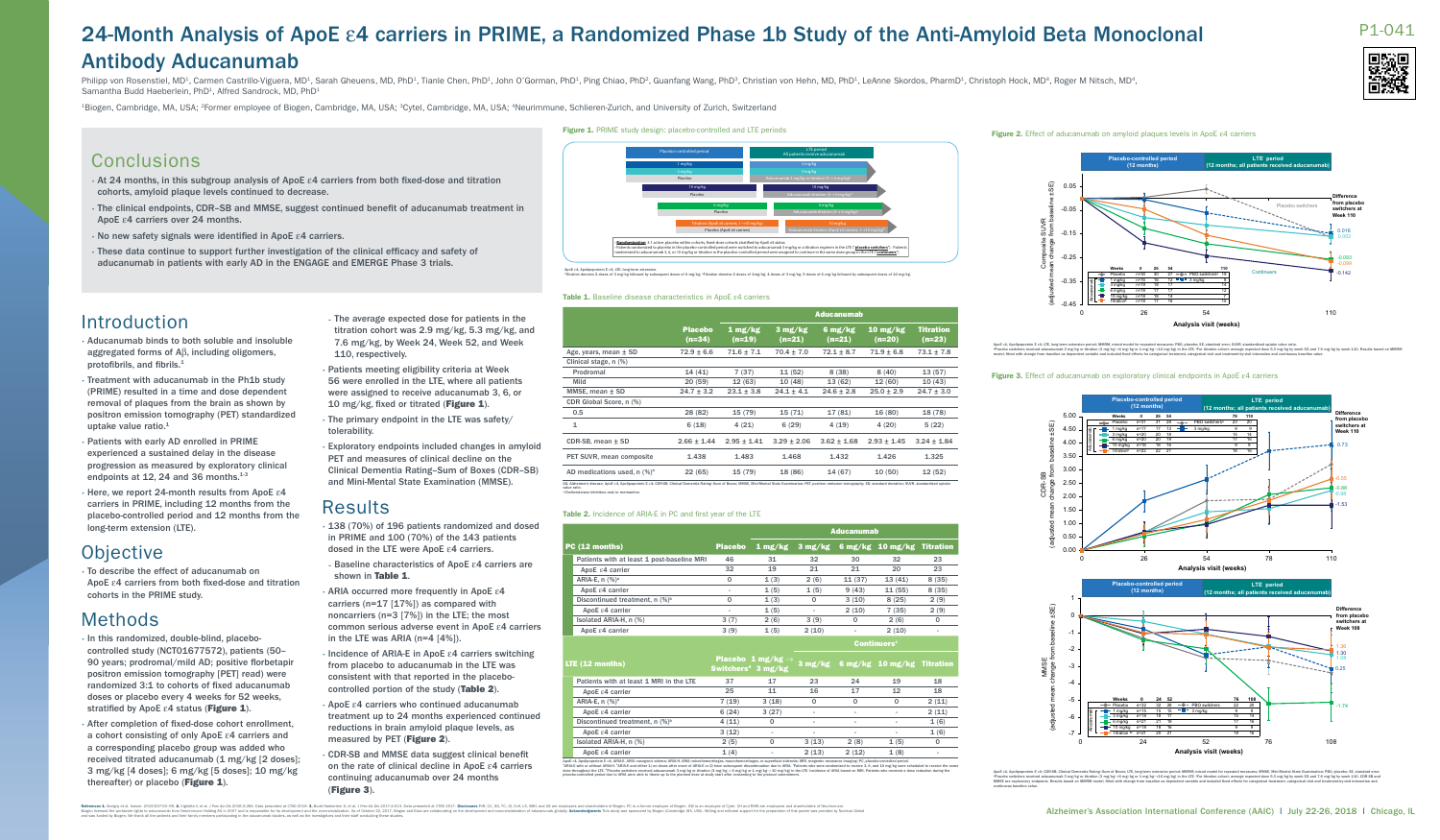# 24-Month Analysis of ApoE ε4 carriers in PRIME, a Randomized Phase 1b Study of the Anti-Amyloid Beta Monoclonal Antibody Aducanumab

P1-041

Philipp von Rosenstiel, MD[1], Carmen Castrillo-Viguera, MD[1], Sarah Gheuens, MD, PhD[1], Tianle Chen, PhD[1], John O'Gorman, PhD[1], Ping Chiao, PhD[2], Guanfang Wang, PhD[3], Christian von Hehn, MD, PhD[1], LeAnne Skordos, PharmD[1], Christoph Hock, MD[4], Roger M Nitsch, MD[4], Samantha Budd Haeberlein, PhD[1], Alfred Sandrock, MD, PhD[1]

[1]Biogen, Cambridge, MA, USA; [2]Former employee of Biogen, Cambridge, MA, USA; [3]Cytel, Cambridge, MA, USA; [4]Neurimmune, Schlieren-Zurich, and University of Zurich, Switzerland

## Conclusions

- At 24 months, in this subgroup analysis of ApoE ε4 carriers from both fixed-dose and titration cohorts, amyloid plaque levels continued to decrease.
- The clinical endpoints, CDR–SB and MMSE, suggest continued benefit of aducanumab treatment in ApoE ε4 carriers over 24 months.
- No new safety signals were identified in ApoE ε4 carriers.
- These data continue to support further investigation of the clinical efficacy and safety of aducanumab in patients with early AD in the ENGAGE and EMERGE Phase 3 trials.

## Introduction

- Aducanumab binds to both soluble and insoluble aggregated forms of Aβ, including oligomers, protofibrils, and fibrils.[1]
- Treatment with aducanumab in the Ph1b study (PRIME) resulted in a time and dose dependent removal of plaques from the brain as shown by positron emission tomography (PET) standardized uptake value ratio.[1]
- Patients with early AD enrolled in PRIME experienced a sustained delay in the disease progression as measured by exploratory clinical endpoints at 12, 24 and 36 months.[1-3]
- Here, we report 24-month results from ApoE ε4 carriers in PRIME, including 12 months from the placebo-controlled period and 12 months from the long-term extension (LTE).

## Objective

- To describe the effect of aducanumab on ApoE ε4 carriers from both fixed-dose and titration cohorts in the PRIME study.

## Methods

- In this randomized, double-blind, placebo-controlled study (NCT01677572), patients (50–90 years; prodromal/mild AD; positive florbetapir positron emission tomography [PET] read) were randomized 3:1 to cohorts of fixed aducanumab doses or placebo every 4 weeks for 52 weeks, stratified by ApoE ε4 status (**Figure 1**).
- After completion of fixed-dose cohort enrollment, a cohort consisting of only ApoE ε4 carriers and a corresponding placebo group was added who received titrated aducanumab (1 mg/kg [2 doses]; 3 mg/kg [4 doses]; 6 mg/kg [5 doses]; 10 mg/kg thereafter) or placebo (**Figure 1**).
  - The average expected dose for patients in the titration cohort was 2.9 mg/kg, 5.3 mg/kg, and 7.6 mg/kg, by Week 24, Week 52, and Week 110, respectively.
- Patients meeting eligibility criteria at Week 56 were enrolled in the LTE, where all patients were assigned to receive aducanumab 3, 6, or 10 mg/kg, fixed or titrated (**Figure 1**).
- The primary endpoint in the LTE was safety/tolerability.
- Exploratory endpoints included changes in amyloid PET and measures of clinical decline on the Clinical Dementia Rating–Sum of Boxes (CDR–SB) and Mini-Mental State Examination (MMSE).

## Results

- 138 (70%) of 196 patients randomized and dosed in PRIME and 100 (70%) of the 143 patients dosed in the LTE were ApoE ε4 carriers.
  - Baseline characteristics of ApoE ε4 carriers are shown in **Table 1**.
- ARIA occurred more frequently in ApoE ε4 carriers (n=17 [17%]) as compared with noncarriers (n=3 [7%]) in the LTE; the most common serious adverse event in ApoE ε4 carriers in the LTE was ARIA (n=4 [4%]).
- Incidence of ARIA-E in ApoE ε4 carriers switching from placebo to aducanumab in the LTE was consistent with that reported in the placebo-controlled portion of the study (**Table 2**).
- ApoE ε4 carriers who continued aducanumab treatment up to 24 months experienced continued reductions in brain amyloid plaque levels, as measured by PET (**Figure 2**).
- CDR-SB and MMSE data suggest clinical benefit on the rate of clinical decline in ApoE ε4 carriers continuing aducanumab over 24 months (**Figure 3**).

**Figure 1.** PRIME study design: placebo-controlled and LTE periods

Placebo-controlled period

LTE period
All patients receive aducanumab

1 mg/kg — 3 mg/kg

3 mg/kg — 3 mg/kg

Placebo — Aducanumab 3 mg/kg or titration (1 → 3 mg/kg)*

10 mg/kg — 10 mg/kg

Placebo — Aducanumab 3 mg/kg or titration (1 → 3 mg/kg)*

6 mg/kg — 6 mg/kg

Placebo — Aducanumab titration (1 → 6 mg/kg)*

Titration (ApoE ε4 carriers; 1 → 10 mg/kg)† — 10 mg/kg

Placebo (ApoE ε4 carriers) — Aducanumab titration (ApoE ε4 carriers; 1 → 10 mg/kg)*

**Randomization**: 3:1 active:placebo within cohorts; fixed-dose cohorts stratified by ApoE ε4 status
Patients randomized to placebo in the placebo-controlled period were switched to aducanumab 3 mg/kg or titration during the LTE ("**placebo switchers**"). Patients randomized to aducanumab 1, 3, 6 or 10 mg/kg or titration in the placebo-controlled period were assigned to continue in the same dose group in the LTE ("**continuers**").

ApoE ε4, Apolipoprotein E ε4; LTE, long-term extension.
*Titration denotes 2 doses of 1 mg/kg followed by subsequent doses of 3 mg/kg. †Titration denotes 2 doses of 1mg/kg, 4 doses of 3 mg/kg, 5 doses of 6 mg/kg followed by subsequent doses of 10 mg/kg.

**Table 1.** Baseline disease characteristics in ApoE ε4 carriers

| | Placebo (n=34) | Aducanumab | | | | |
|---|---|---|---|---|---|---|
| | | 1 mg/kg (n=19) | 3 mg/kg (n=21) | 6 mg/kg (n=21) | 10 mg/kg (n=20) | Titration (n=23) |
| Age, years, mean ± SD | 72.9 ± 6.6 | 71.6 ± 7.1 | 70.4 ± 7.0 | 72.1 ± 8.7 | 71.9 ± 6.8 | 73.1 ± 7.8 |
| Clinical stage, n (%) | | | | | | |
| Prodromal | 14 (41) | 7 (37) | 11 (52) | 8 (38) | 8 (40) | 13 (57) |
| Mild | 20 (59) | 12 (63) | 10 (48) | 13 (62) | 12 (60) | 10 (43) |
| MMSE, mean ± SD | 24.7 ± 3.2 | 23.1 ± 3.8 | 24.1 ± 4.1 | 24.6 ± 2.8 | 25.0 ± 2.9 | 24.7 ± 3.0 |
| CDR Global Score, n (%) | | | | | | |
| 0.5 | 28 (82) | 15 (79) | 15 (71) | 17 (81) | 16 (80) | 18 (78) |
| 1 | 6 (18) | 4 (21) | 6 (29) | 4 (19) | 4 (20) | 5 (22) |
| CDR-SB, mean ± SD | 2.66 ± 1.44 | 2.95 ± 1.41 | 3.29 ± 2.06 | 3.62 ± 1.68 | 2.93 ± 1.45 | 3.24 ± 1.84 |
| PET SUVR, mean composite | 1.438 | 1.483 | 1.468 | 1.432 | 1.426 | 1.325 |
| AD medications used, n (%)* | 22 (65) | 15 (79) | 18 (86) | 14 (67) | 10 (50) | 12 (52) |

AD, Alzheimer's disease; ApoE ε4, Apolipoprotein E ε4; CDR-SB, Clinical Dementia Rating–Sum of Boxes; MMSE, Mini-Mental State Examination; PET, positron emission tomography; SD, standard deviation; SUVR, standardized uptake value ratio.
*Cholinesterase inhibitors and/or memantine.

**Table 2.** Incidence of ARIA-E in PC and first year of the LTE

| PC (12 months) | Placebo | Aducanumab | | | | |
|---|---|---|---|---|---|---|
| | | 1 mg/kg | 3 mg/kg | 6 mg/kg | 10 mg/kg | Titration |
| Patients with at least 1 post-baseline MRI | 46 | 31 | 32 | 30 | 32 | 23 |
| ApoE ε4 carrier | 32 | 19 | 21 | 21 | 20 | 23 |
| ARIA-E, n (%)* | 0 | 1 (3) | 2 (6) | 11 (37) | 13 (41) | 8 (35) |
| ApoE ε4 carrier | - | 1 (5) | 1 (5) | 9 (43) | 11 (55) | 8 (35) |
| Discontinued treatment, n (%)† | 0 | 1 (3) | 0 | 3 (10) | 8 (25) | 2 (9) |
| ApoE ε4 carrier | - | 1 (5) | - | 2 (10) | 7 (35) | 2 (9) |
| Isolated ARIA-H, n (%) | 3 (7) | 2 (6) | 3 (9) | 0 | 2 (6) | 0 |
| ApoE ε4 carrier | 3 (9) | 1 (5) | 2 (10) | - | 2 (10) | - |

| LTE (12 months) | Placebo Switchers* | Continuers* | | | | |
|---|---|---|---|---|---|---|
| | | 1 mg/kg → 3 mg/kg | 3 mg/kg | 6 mg/kg | 10 mg/kg | Titration |
| Patients with at least 1 MRI in the LTE | 37 | 17 | 23 | 24 | 19 | 18 |
| ApoE ε4 carrier | 25 | 11 | 16 | 17 | 12 | 18 |
| ARIA-E, n (%)* | 7 (19) | 3 (18) | 0 | 0 | 0 | 2 (11) |
| ApoE ε4 carrier | 6 (24) | 3 (27) | - | - | - | 2 (11) |
| Discontinued treatment, n (%)† | 4 (11) | 0 | - | - | - | 1 (6) |
| ApoE ε4 carrier | 3 (12) | - | - | - | - | 1 (6) |
| Isolated ARIA-H, n (%) | 2 (5) | 0 | 3 (13) | 2 (8) | 1 (5) | 0 |
| ApoE ε4 carrier | 1 (4) | - | 2 (13) | 2 (12) | 1 (8) | - |

ApoE ε4, Apolipoprotein E ε4; ARIA, amyloid-related imaging abnormalities; ARIA-E, ARIA-edema; ARIA-H, ARIA-microhemorrhages, macrohemorrhages, or superficial siderosis; MRI, magnetic resonance imaging; PC, placebo-controlled period.
*ARIA-E with or without ARIA-H. †ARIA-E and either 1) no doses after onset of ARIA-E or 2) later subsequent discontinuation due to ARIA. *Patients who were randomized to receive 1, 3, and 10 mg/kg in the placebo-controlled period continued to receive the same dose throughout the LTE. *Placebo switchers received aducanumab 3 mg/kg or titration (1 mg/kg → 3 mg/kg or 1 mg/kg → 10 mg/kg) in the LTE; the titration cohort average expected dose 5.3 mg/kg by week 52 and 7.6 mg/kg by week 110. The incidence of ARIA based on MRI. Patients who continued to receive dose reduction during the placebo-controlled period due to ARIA were able to titrate up to the planned dose at study start after completing all the continuation assessments.

**Figure 2.** Effect of aducanumab on amyloid plaques levels in ApoE ε4 carriers

Placebo-controlled period (12 months)

LTE period (12 months; all patients received aducanumab)

Composite SUVR (adjusted mean change from baseline ±SE)

0.05
-0.05
-0.15
-0.25
-0.35
-0.45

Analysis visit (weeks)

0
26
54
110

Placebo switchers

Continuers

Difference from placebo switchers at Week 110

0.016
0.003
-0.080
-0.099
-0.142

Weeks 0 26 54 110

Placebo n=30 27 27 — PBO switchers* 19

1 mg/kg n=16 16 12 — 3 mg/kg 8

3 mg/kg n=18 16 17 — 14

6 mg/kg n=18 16 17 — 14

10 mg/kg n=18 16 12 — 8

Titration n=18 17 16 — 15

ApoE ε4, Apolipoprotein E ε4; LTE, long-term extension period; MMRM, mixed model for repeated measures; PBO, placebo; SE, standard error; SUVR, standardized uptake value ratio.
*Placebo switchers received aducanumab 3 mg/kg or titration (1 mg/kg → 3 mg/kg or 1 mg/kg → 10 mg/kg) in the LTE. The titration cohort average expected dose 5.3 mg/kg by week 52 and 7.6 mg/kg by week 110. Results based on MMRM model, fitted with change from baseline as dependent variable and included fixed effects for categorical treatment, categorical visit and treatment-by-visit interaction and continuous baseline value.

**Figure 3.** Effect of aducanumab on exploratory clinical endpoints in ApoE ε4 carriers

Placebo-controlled period (12 months)

LTE period (12 months; all patients received aducanumab)

CDR-SB (adjusted mean change from baseline ±SE)

5.00
4.50
4.00
3.50
3.00
2.50
2.00
1.50
1.00
0.50
0.00

Analysis visit (weeks)

0
26
54
78
110

Difference from placebo switchers at Week 110

0.73
-0.55
-0.88
-0.98
-1.53

Weeks 0 26 54 — 78 110

Placebo n=31 21 26 — PBO switchers* 27 20

1 mg/kg n=17 17 13 — 3 mg/kg 9 9

3 mg/kg n=20 20 19 — 15 14

6 mg/kg n=20 20 19 — 17 16

10 mg/kg n=19 16 16 — 9 9

Titration n=22 22 21 — 16 16

Placebo-controlled period (12 months)

LTE period (12 months; all patients received aducanumab)

MMSE (adjusted mean change from baseline ±SE)

1
0
-1
-2
-3
-4
-5
-6
-7

Analysis visit (weeks)

0
24
52
76
108

Difference from placebo switchers at Week 108

1.99
1.30
1.03
0.25
-1.74

Weeks 0 24 52 — 76 108

Placebo n=32 19 26 — PBO switchers* 22 20

1 mg/kg n=15 15 14 — 3 mg/kg 8 8

3 mg/kg n=18 19 18 — 15 14

6 mg/kg n=21 21 18 — 17 16

10 mg/kg n=19 18 16 — 9 9

Titration n=21 23 21 — 19 18

ApoE ε4, Apolipoprotein E ε4; CDR-SB, Clinical Dementia Rating–Sum of Boxes; LTE, long-term extension period; MMRM, mixed model for repeated measures; MMSE, Mini-Mental State Examination; PBO, placebo; SE, standard error.
*Placebo switchers received aducanumab 3 mg/kg or titration (1 mg/kg → 3 mg/kg or 1 mg/kg → 10 mg/kg) in the LTE. The titration cohort average expected dose 5.3 mg/kg by week 52 and 7.6 mg/kg by week 110. CDR-SB and MMSE are exploratory endpoints. Results based on MMRM model, fitted with change from baseline as dependent variable and included fixed effects for categorical treatment, categorical visit and treatment-by-visit interaction and continuous baseline value.

**References 1.** Sevigny et al. Nature. 2016;537:50–56. **2.** Viglietta V, et al. J Prev Alz Dis 2016;3:281. Data presented at CTAD 2015. **3.** Budd Haeberlein S, et al. J Prev Alz Dis 2017;4:313. Data presented at CTAD 2017. **Disclosures** PvR, CC-V, SG, TC, JO'G, CvH, LS, SBH, and AS are employees and shareholders of Biogen. PC is a former employee of Biogen. GW is an employee of Cytel. CH and RMN are employees and shareholders of Neurimmune. Biogen licensed the worldwide rights to aducanumab from Neurimmune Holding AG in 2007 and is responsible for its development and commercialization. As of October 22, 2017, Biogen and Eisai are collaborating on the development and commercialization of aducanumab globally. **Acknowledgements** This study was sponsored by Biogen (Cambridge, MA, USA). Writing and editorial support for the preparation of this poster was provided by Excerpta Medica. We thank all of the patients and their family members participating in the aducanumab studies, as well as the investigators and their staff conducting these studies.

Alzheimer's Association International Conference (AAIC) | July 22-26, 2018 | Chicago, IL